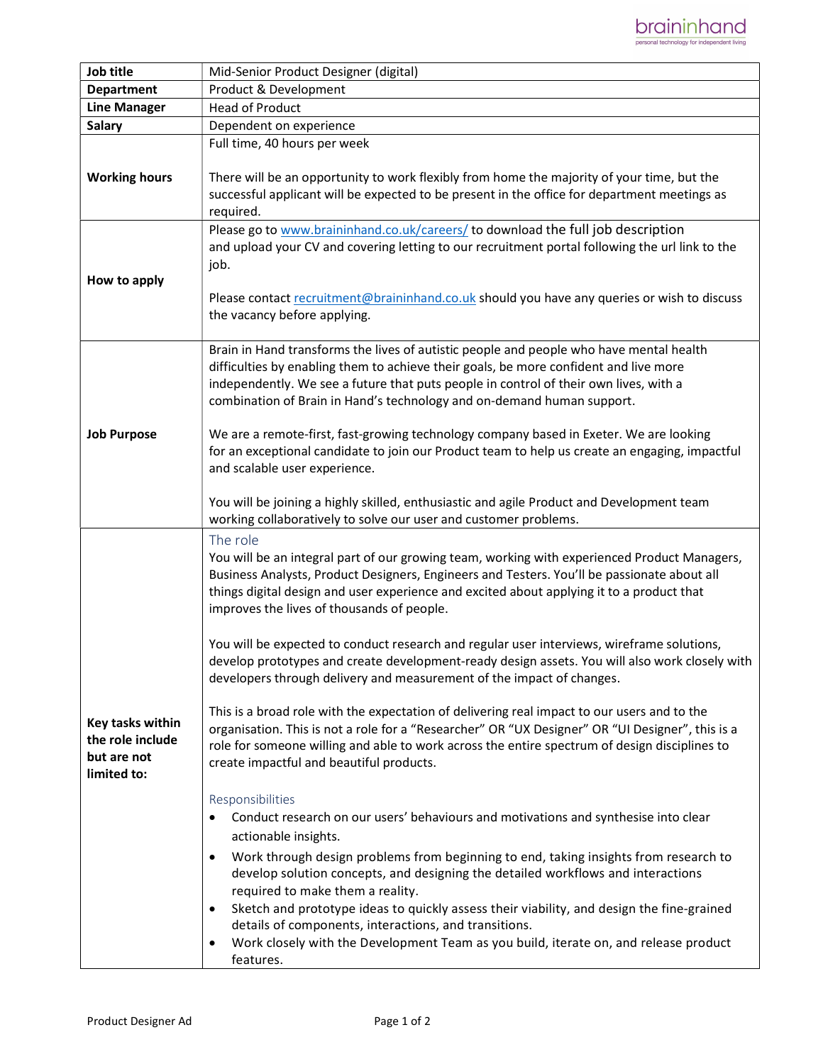| Job title | Mid-Senior Product Designer (digital) |
|---|---|
| **Department** | Product & Development |
| **Line Manager** | Head of Product |
| **Salary** | Dependent on experience |
| **Working hours** | Full time, 40 hours per week<br><br>There will be an opportunity to work flexibly from home the majority of your time, but the successful applicant will be expected to be present in the office for department meetings as required. |
| **How to apply** | Please go to www.braininhand.co.uk/careers/ to download the full job description and upload your CV and covering letting to our recruitment portal following the url link to the job.<br><br>Please contact recruitment@braininhand.co.uk should you have any queries or wish to discuss the vacancy before applying. |
| **Job Purpose** | Brain in Hand transforms the lives of autistic people and people who have mental health difficulties by enabling them to achieve their goals, be more confident and live more independently. We see a future that puts people in control of their own lives, with a combination of Brain in Hand's technology and on-demand human support.<br><br>We are a remote-first, fast-growing technology company based in Exeter. We are looking for an exceptional candidate to join our Product team to help us create an engaging, impactful and scalable user experience.<br><br>You will be joining a highly skilled, enthusiastic and agile Product and Development team working collaboratively to solve our user and customer problems. |
| **Key tasks within the role include but are not limited to:** | **The role**<br>You will be an integral part of our growing team, working with experienced Product Managers, Business Analysts, Product Designers, Engineers and Testers. You'll be passionate about all things digital design and user experience and excited about applying it to a product that improves the lives of thousands of people.<br><br>You will be expected to conduct research and regular user interviews, wireframe solutions, develop prototypes and create development-ready design assets. You will also work closely with developers through delivery and measurement of the impact of changes.<br><br>This is a broad role with the expectation of delivering real impact to our users and to the organisation. This is not a role for a "Researcher" OR "UX Designer" OR "UI Designer", this is a role for someone willing and able to work across the entire spectrum of design disciplines to create impactful and beautiful products.<br><br>**Responsibilities**<br>• Conduct research on our users' behaviours and motivations and synthesise into clear actionable insights.<br>• Work through design problems from beginning to end, taking insights from research to develop solution concepts, and designing the detailed workflows and interactions required to make them a reality.<br>• Sketch and prototype ideas to quickly assess their viability, and design the fine-grained details of components, interactions, and transitions.<br>• Work closely with the Development Team as you build, iterate on, and release product features. |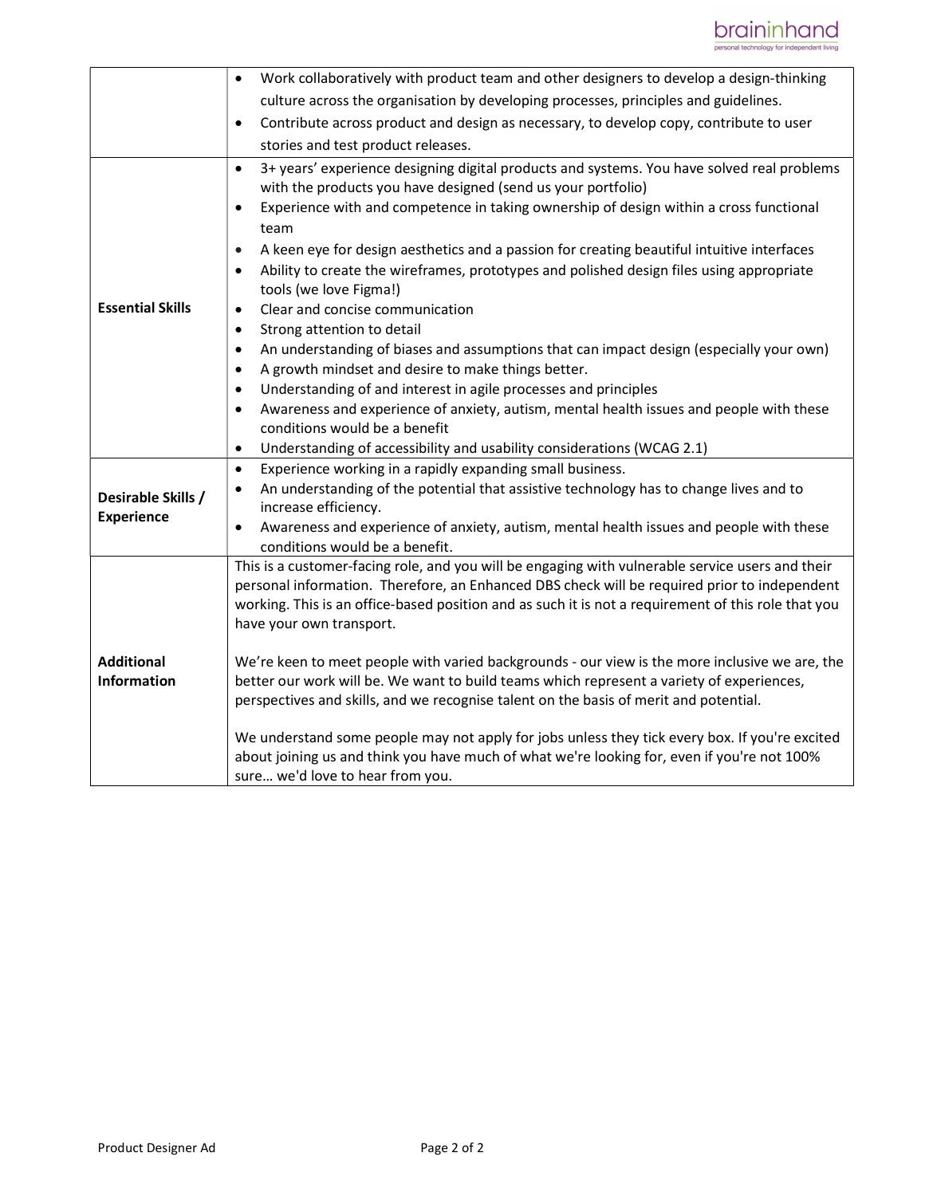| | |
|---|---|
| | • Work collaboratively with product team and other designers to develop a design-thinking culture across the organisation by developing processes, principles and guidelines.<br>• Contribute across product and design as necessary, to develop copy, contribute to user stories and test product releases. |
| **Essential Skills** | • 3+ years' experience designing digital products and systems. You have solved real problems with the products you have designed (send us your portfolio)<br>• Experience with and competence in taking ownership of design within a cross functional team<br>• A keen eye for design aesthetics and a passion for creating beautiful intuitive interfaces<br>• Ability to create the wireframes, prototypes and polished design files using appropriate tools (we love Figma!)<br>• Clear and concise communication<br>• Strong attention to detail<br>• An understanding of biases and assumptions that can impact design (especially your own)<br>• A growth mindset and desire to make things better.<br>• Understanding of and interest in agile processes and principles<br>• Awareness and experience of anxiety, autism, mental health issues and people with these conditions would be a benefit<br>• Understanding of accessibility and usability considerations (WCAG 2.1) |
| **Desirable Skills / Experience** | • Experience working in a rapidly expanding small business.<br>• An understanding of the potential that assistive technology has to change lives and to increase efficiency.<br>• Awareness and experience of anxiety, autism, mental health issues and people with these conditions would be a benefit. |
| **Additional Information** | This is a customer-facing role, and you will be engaging with vulnerable service users and their personal information. Therefore, an Enhanced DBS check will be required prior to independent working. This is an office-based position and as such it is not a requirement of this role that you have your own transport.<br><br>We're keen to meet people with varied backgrounds - our view is the more inclusive we are, the better our work will be. We want to build teams which represent a variety of experiences, perspectives and skills, and we recognise talent on the basis of merit and potential.<br><br>We understand some people may not apply for jobs unless they tick every box. If you're excited about joining us and think you have much of what we're looking for, even if you're not 100% sure… we'd love to hear from you. |